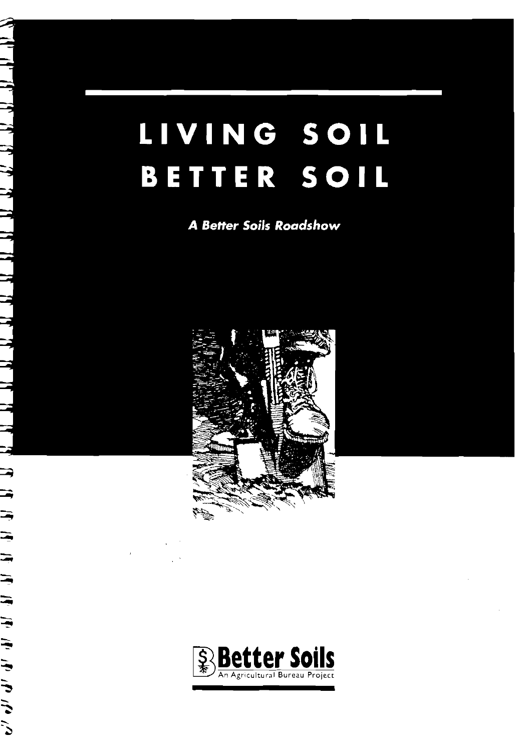# LIVING SOIL BETTER SOIL

***A Better Soils Roadshow***

**Better Soils**
An Agricultural Bureau Project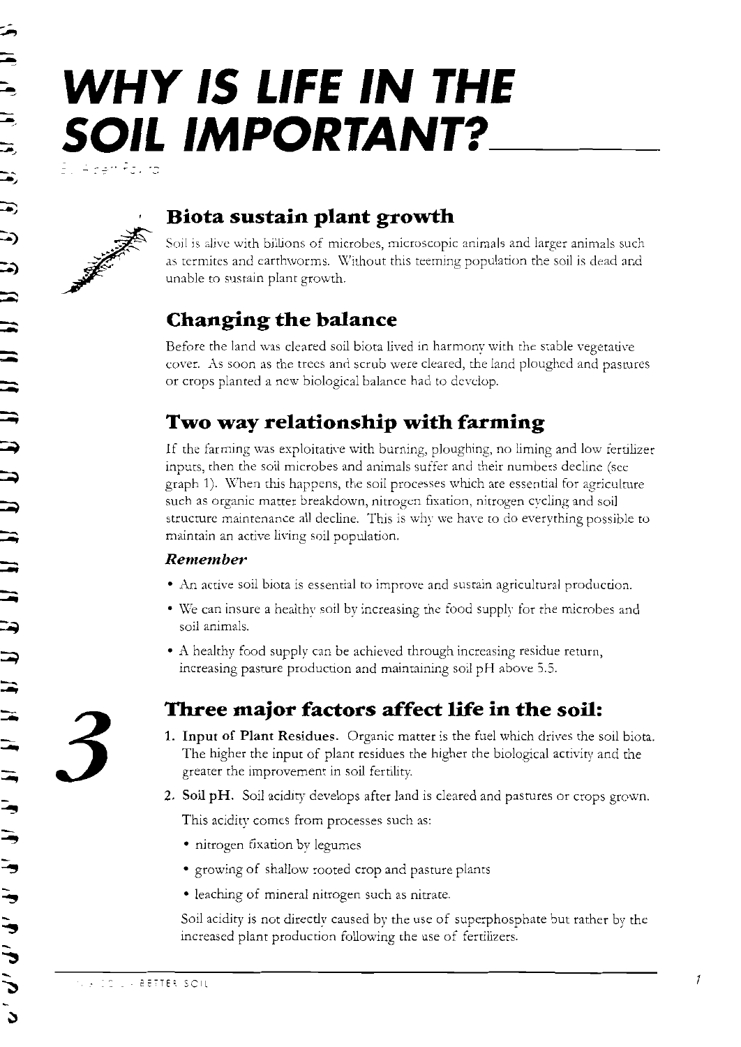# WHY IS LIFE IN THE SOIL IMPORTANT?

## Biota sustain plant growth

Soil is alive with billions of microbes, microscopic animals and larger animals such as termites and earthworms. Without this teeming population the soil is dead and unable to sustain plant growth.

## Changing the balance

Before the land was cleared soil biota lived in harmony with the stable vegetative cover. As soon as the trees and scrub were cleared, the land ploughed and pastures or crops planted a new biological balance had to develop.

## Two way relationship with farming

If the farming was exploitative with burning, ploughing, no liming and low fertilizer inputs, then the soil microbes and animals suffer and their numbers decline (see graph 1). When this happens, the soil processes which are essential for agriculture such as organic matter breakdown, nitrogen fixation, nitrogen cycling and soil structure maintenance all decline. This is why we have to do everything possible to maintain an active living soil population.

### *Remember*

- An active soil biota is essential to improve and sustain agricultural production.
- We can insure a healthy soil by increasing the food supply for the microbes and soil animals.
- A healthy food supply can be achieved through increasing residue return, increasing pasture production and maintaining soil pH above 5.5.

## Three major factors affect life in the soil:

1. **Input of Plant Residues.** Organic matter is the fuel which drives the soil biota. The higher the input of plant residues the higher the biological activity and the greater the improvement in soil fertility.
2. **Soil pH.** Soil acidity develops after land is cleared and pastures or crops grown.

   This acidity comes from processes such as:

   - nitrogen fixation by legumes
   - growing of shallow rooted crop and pasture plants
   - leaching of mineral nitrogen such as nitrate.

   Soil acidity is not directly caused by the use of superphosphate but rather by the increased plant production following the use of fertilizers.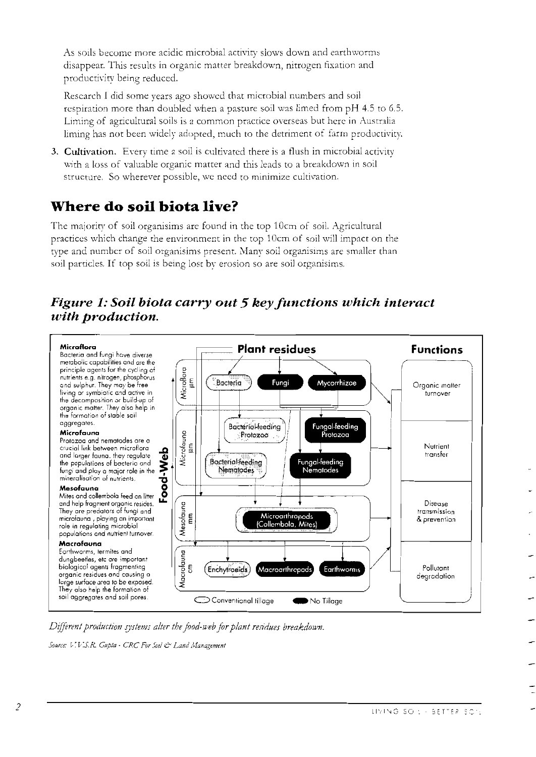As soils become more acidic microbial activity slows down and earthworms disappear. This results in organic matter breakdown, nitrogen fixation and productivity being reduced.

Research I did some years ago showed that microbial numbers and soil respiration more than doubled when a pasture soil was limed from pH 4.5 to 6.5. Liming of agricultural soils is a common practice overseas but here in Australia liming has not been widely adopted, much to the detriment of farm productivity.

3. **Cultivation.** Every time a soil is cultivated there is a flush in microbial activity with a loss of valuable organic matter and this leads to a breakdown in soil structure. So wherever possible, we need to minimize cultivation.

## Where do soil biota live?

The majority of soil organisims are found in the top 10cm of soil. Agricultural practices which change the environment in the top 10cm of soil will impact on the type and number of soil organisims present. Many soil organisims are smaller than soil particles. If top soil is being lost by erosion so are soil organisims.

### *Figure 1: Soil biota carry out 5 key functions which interact with production.*

**Microflora**
Bacteria and fungi have diverse metabolic capabilities and are the principle agents for the cycling of nutrients e.g. nitrogen, phosphorus and sulphur. They may be free living or symbiotic and active in the decomposition or build-up of organic matter. They also help in the formation of stable soil aggregates.

**Microfauna**
Protozoa and nematodes are a crucial link between microflora and larger fauna. they regulate the populations of bacteria and fungi and play a major role in the mineralisation of nutrients.

**Mesofauna**
Mites and collembola feed on litter and help fragment organic resides. They are predators of fungi and microfauna, playing an important role in regulating microbial populations and nutrient turnover.

**Macrofauna**
Earthworms, termites and dungbeetles, etc are important biological agents fragmenting organic residues and causing a large surface area to be exposed. They also help the formation of soil aggregates and soil pores.

**Food-Web**

**Plant residues**

- Microflora (µm): Bacteria, Fungi, Mycorrhizae
- Microfauna (µm): Bacterial-feeding Protozoa, Fungal-feeding Protozoa, Bacterial-feeding Nematodes, Fungal-feeding Nematodes
- Mesofauna (mm): Microarthropods (Collembola, Mites)
- Macrofauna (cm): Enchytraeids, Macroarthropods, Earthworms

Conventional tillage / No Tillage

**Functions**

- Organic matter turnover
- Nutrient transfer
- Disease transmission & prevention
- Pollutant degradation

*Different production systems alter the food-web for plant residues breakdown.*

*Source: V.V.S.R. Gupta - CRC For Soil & Land Management*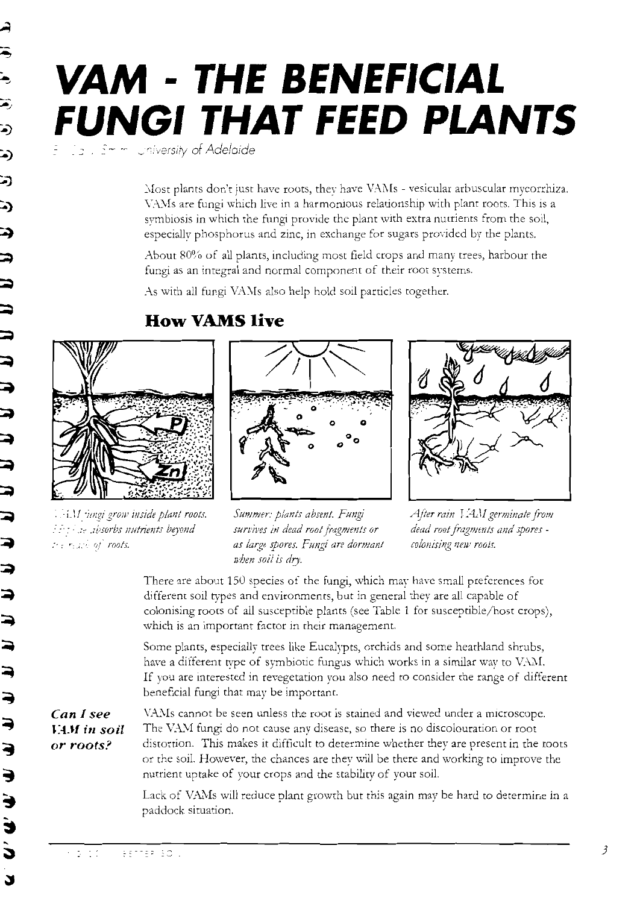# VAM - THE BENEFICIAL FUNGI THAT FEED PLANTS

University of Adelaide

Most plants don't just have roots, they have VAMs - vesicular arbuscular mycorrhiza. VAMs are fungi which live in a harmonious relationship with plant roots. This is a symbiosis in which the fungi provide the plant with extra nutrients from the soil, especially phosphorus and zinc, in exchange for sugars provided by the plants.

About 80% of all plants, including most field crops and many trees, harbour the fungi as an integral and normal component of their root systems.

As with all fungi VAMs also help hold soil particles together.

## How VAMS live

*VAM fungi grow inside plant roots. Hyphae absorbs nutrients beyond the reach of roots.*

*Summer: plants absent. Fungi survives in dead root fragments or as large spores. Fungi are dormant when soil is dry.*

*After rain VAM germinate from dead root fragments and spores - colonising new roots.*

There are about 150 species of the fungi, which may have small preferences for different soil types and environments, but in general they are all capable of colonising roots of all susceptible plants (see Table 1 for susceptible/host crops), which is an important factor in their management.

Some plants, especially trees like Eucalypts, orchids and some heathland shrubs, have a different type of symbiotic fungus which works in a similar way to VAM. If you are interested in revegetation you also need to consider the range of different beneficial fungi that may be important.

***Can I see VAM in soil or roots?***

VAMs cannot be seen unless the root is stained and viewed under a microscope. The VAM fungi do not cause any disease, so there is no discolouration or root distortion. This makes it difficult to determine whether they are present in the roots or the soil. However, the chances are they will be there and working to improve the nutrient uptake of your crops and the stability of your soil.

Lack of VAMs will reduce plant growth but this again may be hard to determine in a paddock situation.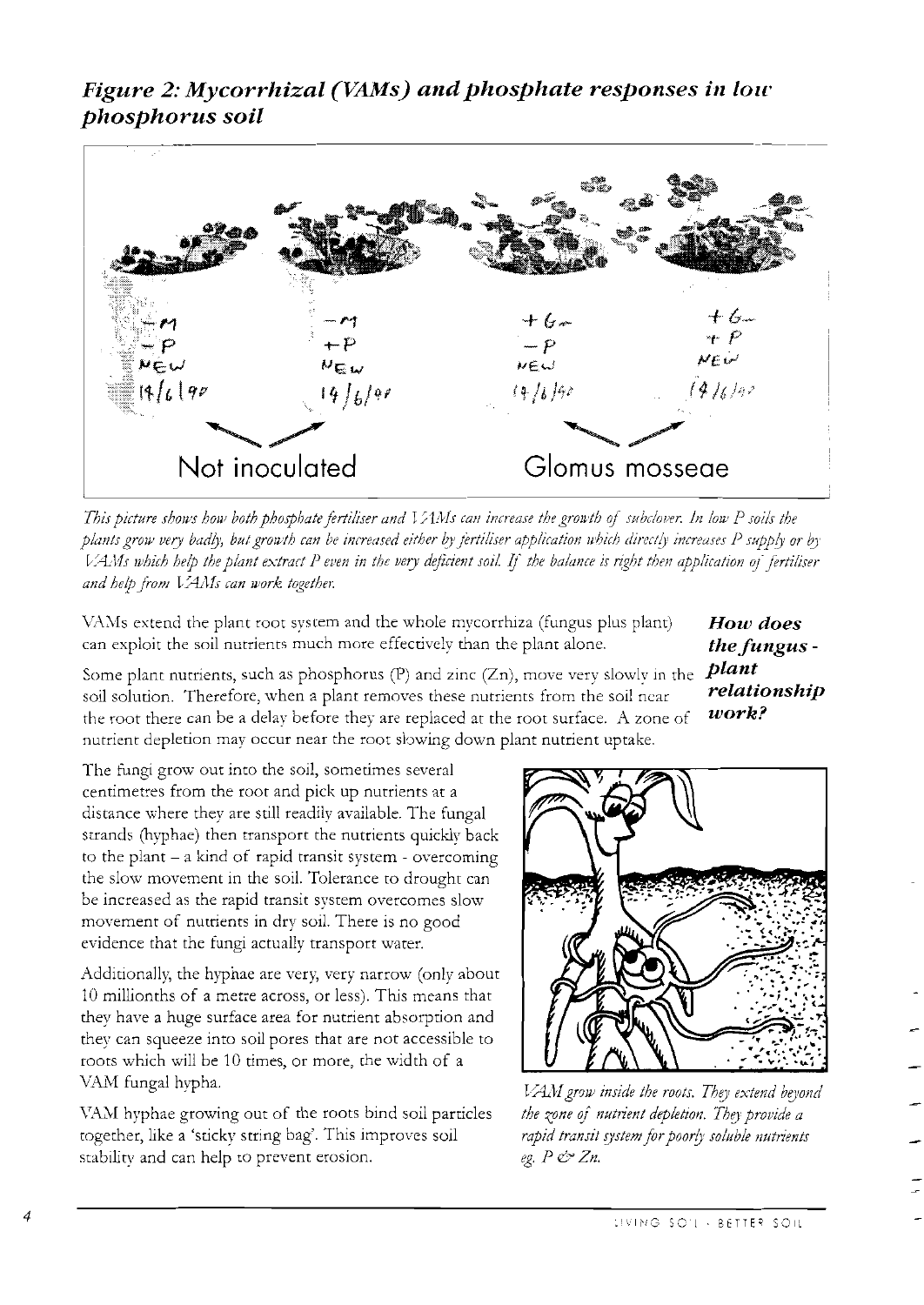## *Figure 2: Mycorrhizal (VAMs) and phosphate responses in low phosphorus soil*

Not inoculated

Glomus mosseae

*This picture shows how both phosphate fertiliser and VAMs can increase the growth of subclover. In low P soils the plants grow very badly, but growth can be increased either by fertiliser application which directly increases P supply or by VAMs which help the plant extract P even in the very deficient soil. If the balance is right then application of fertiliser and help from VAMs can work together.*

### *How does the fungus - plant relationship work?*

VAMs extend the plant root system and the whole mycorrhiza (fungus plus plant) can exploit the soil nutrients much more effectively than the plant alone.

Some plant nutrients, such as phosphorus (P) and zinc (Zn), move very slowly in the soil solution. Therefore, when a plant removes these nutrients from the soil near the root there can be a delay before they are replaced at the root surface. A zone of nutrient depletion may occur near the root slowing down plant nutrient uptake.

The fungi grow out into the soil, sometimes several centimetres from the root and pick up nutrients at a distance where they are still readily available. The fungal strands (hyphae) then transport the nutrients quickly back to the plant – a kind of rapid transit system - overcoming the slow movement in the soil. Tolerance to drought can be increased as the rapid transit system overcomes slow movement of nutrients in dry soil. There is no good evidence that the fungi actually transport water.

Additionally, the hyphae are very, very narrow (only about 10 millionths of a metre across, or less). This means that they have a huge surface area for nutrient absorption and they can squeeze into soil pores that are not accessible to roots which will be 10 times, or more, the width of a VAM fungal hypha.

VAM hyphae growing out of the roots bind soil particles together, like a 'sticky string bag'. This improves soil stability and can help to prevent erosion.

*VAM grow inside the roots. They extend beyond the zone of nutrient depletion. They provide a rapid transit system for poorly soluble nutrients eg. P & Zn.*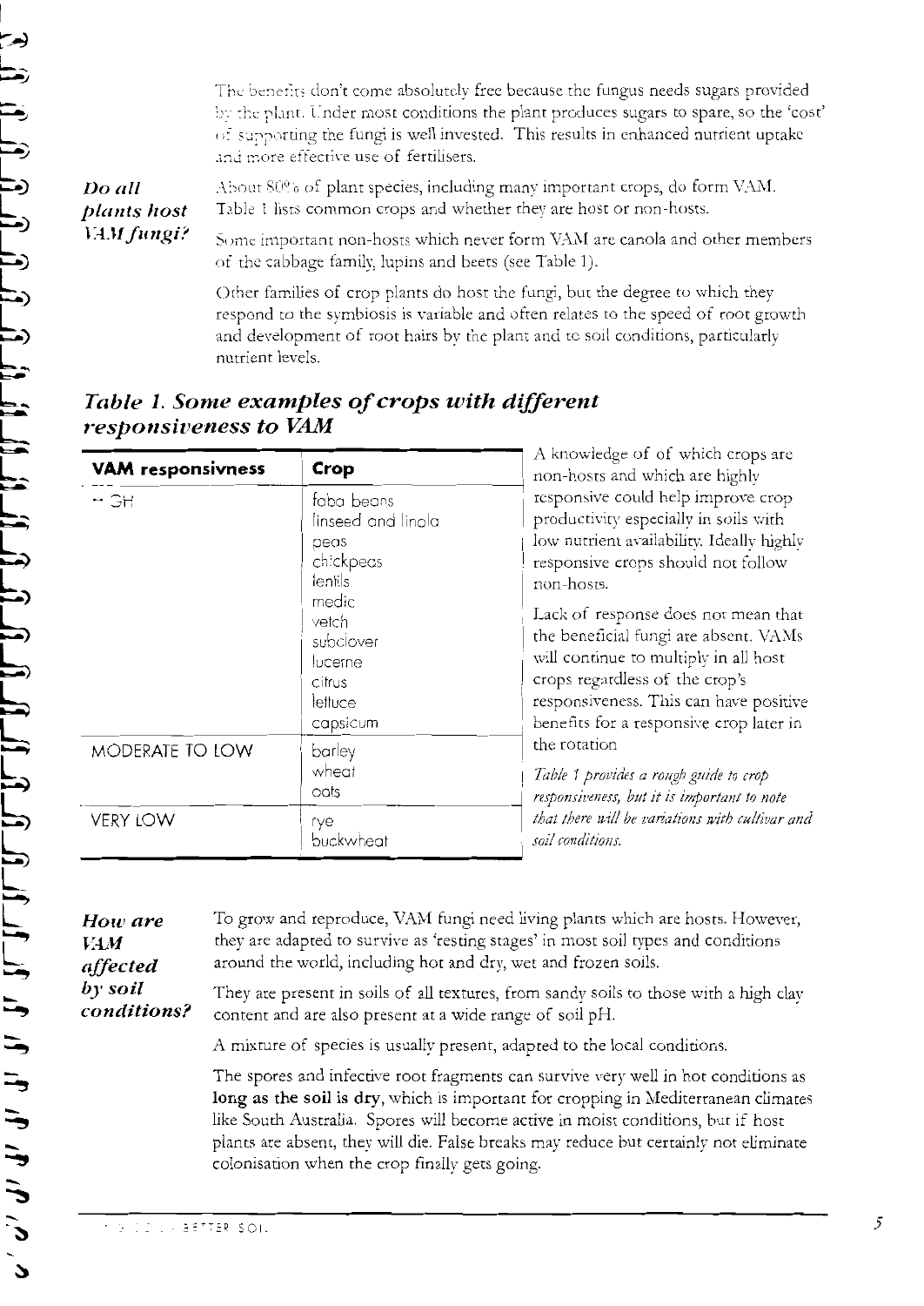The benefits don't come absolutely free because the fungus needs sugars provided by the plant. Under most conditions the plant produces sugars to spare, so the 'cost' of supporting the fungi is well invested. This results in enhanced nutrient uptake and more effective use of fertilisers.

### *Do all plants host VAM fungi?*

About 80% of plant species, including many important crops, do form VAM. Table 1 lists common crops and whether they are host or non-hosts.

Some important non-hosts which never form VAM are canola and other members of the cabbage family, lupins and beets (see Table 1).

Other families of crop plants do host the fungi, but the degree to which they respond to the symbiosis is variable and often relates to the speed of root growth and development of root hairs by the plant and to soil conditions, particularly nutrient levels.

## *Table 1. Some examples of crops with different responsiveness to VAM*

| VAM responsivness | Crop |
|---|---|
| HIGH | faba beans<br>linseed and linola<br>peas<br>chickpeas<br>lentils<br>medic<br>vetch<br>subclover<br>lucerne<br>citrus<br>lettuce<br>capsicum |
| MODERATE TO LOW | barley<br>wheat<br>oats |
| VERY LOW | rye<br>buckwheat |

A knowledge of of which crops are non-hosts and which are highly responsive could help improve crop productivity especially in soils with low nutrient availability. Ideally highly responsive crops should not follow non-hosts.

Lack of response does not mean that the beneficial fungi are absent. VAMs will continue to multiply in all host crops regardless of the crop's responsiveness. This can have positive benefits for a responsive crop later in the rotation

*Table 1 provides a rough guide to crop responsiveness, but it is important to note that there will be variations with cultivar and soil conditions.*

### *How are VAM affected by soil conditions?*

To grow and reproduce, VAM fungi need living plants which are hosts. However, they are adapted to survive as 'resting stages' in most soil types and conditions around the world, including hot and dry, wet and frozen soils.

They are present in soils of all textures, from sandy soils to those with a high clay content and are also present at a wide range of soil pH.

A mixture of species is usually present, adapted to the local conditions.

The spores and infective root fragments can survive very well in hot conditions as **long as the soil is dry**, which is important for cropping in Mediterranean climates like South Australia. Spores will become active in moist conditions, but if host plants are absent, they will die. False breaks may reduce but certainly not eliminate colonisation when the crop finally gets going.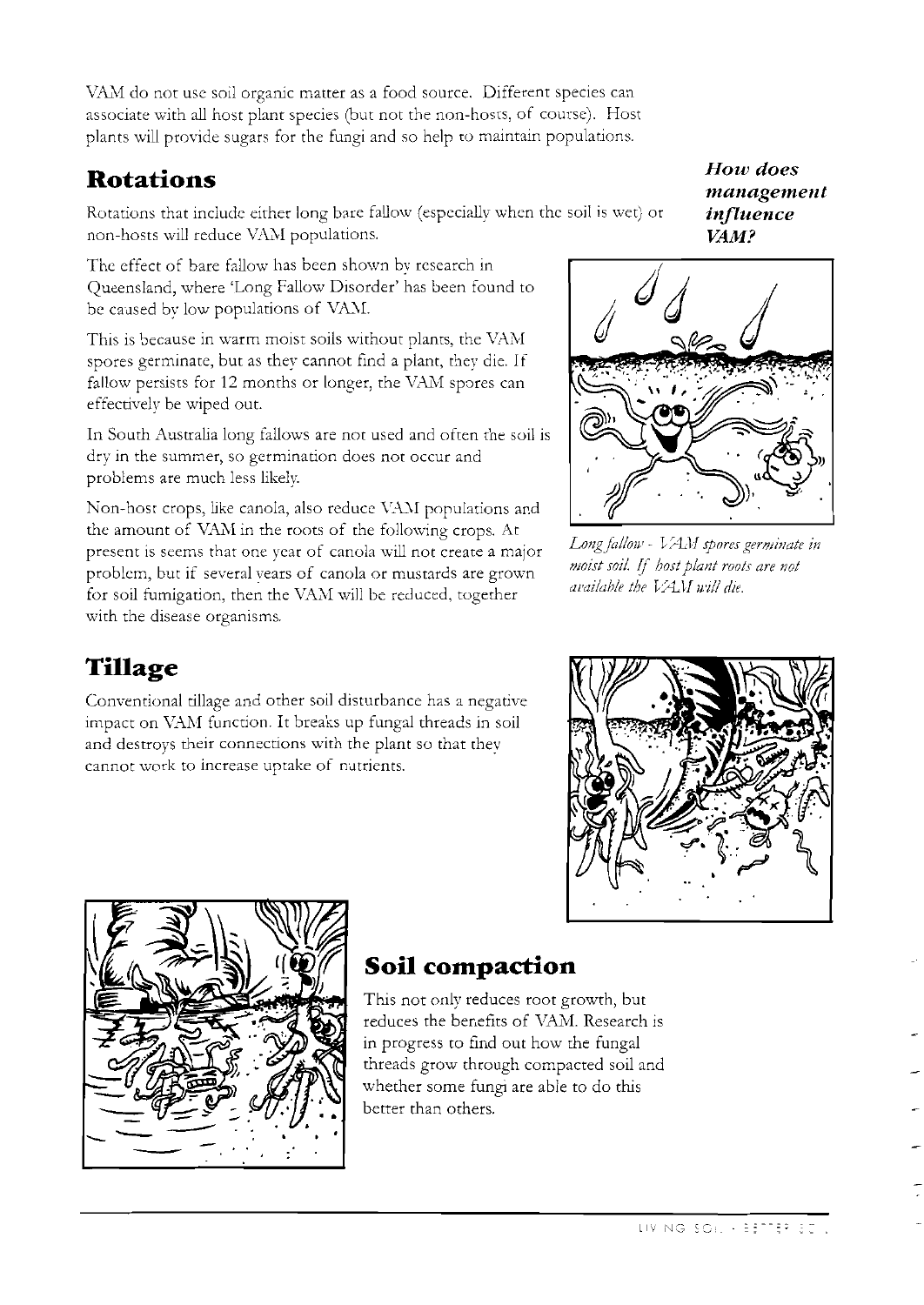VAM do not use soil organic matter as a food source. Different species can associate with all host plant species (but not the non-hosts, of course). Host plants will provide sugars for the fungi and so help to maintain populations.

## Rotations

***How does management influence VAM?***

Rotations that include either long bare fallow (especially when the soil is wet) or non-hosts will reduce VAM populations.

The effect of bare fallow has been shown by research in Queensland, where 'Long Fallow Disorder' has been found to be caused by low populations of VAM.

This is because in warm moist soils without plants, the VAM spores germinate, but as they cannot find a plant, they die. If fallow persists for 12 months or longer, the VAM spores can effectively be wiped out.

In South Australia long fallows are not used and often the soil is dry in the summer, so germination does not occur and problems are much less likely.

Non-host crops, like canola, also reduce VAM populations and the amount of VAM in the roots of the following crops. At present is seems that one year of canola will not create a major problem, but if several years of canola or mustards are grown for soil fumigation, then the VAM will be reduced, together with the disease organisms.

*Long fallow - VAM spores germinate in moist soil. If host plant roots are not available the VAM will die.*

## Tillage

Conventional tillage and other soil disturbance has a negative impact on VAM function. It breaks up fungal threads in soil and destroys their connections with the plant so that they cannot work to increase uptake of nutrients.

## Soil compaction

This not only reduces root growth, but reduces the benefits of VAM. Research is in progress to find out how the fungal threads grow through compacted soil and whether some fungi are able to do this better than others.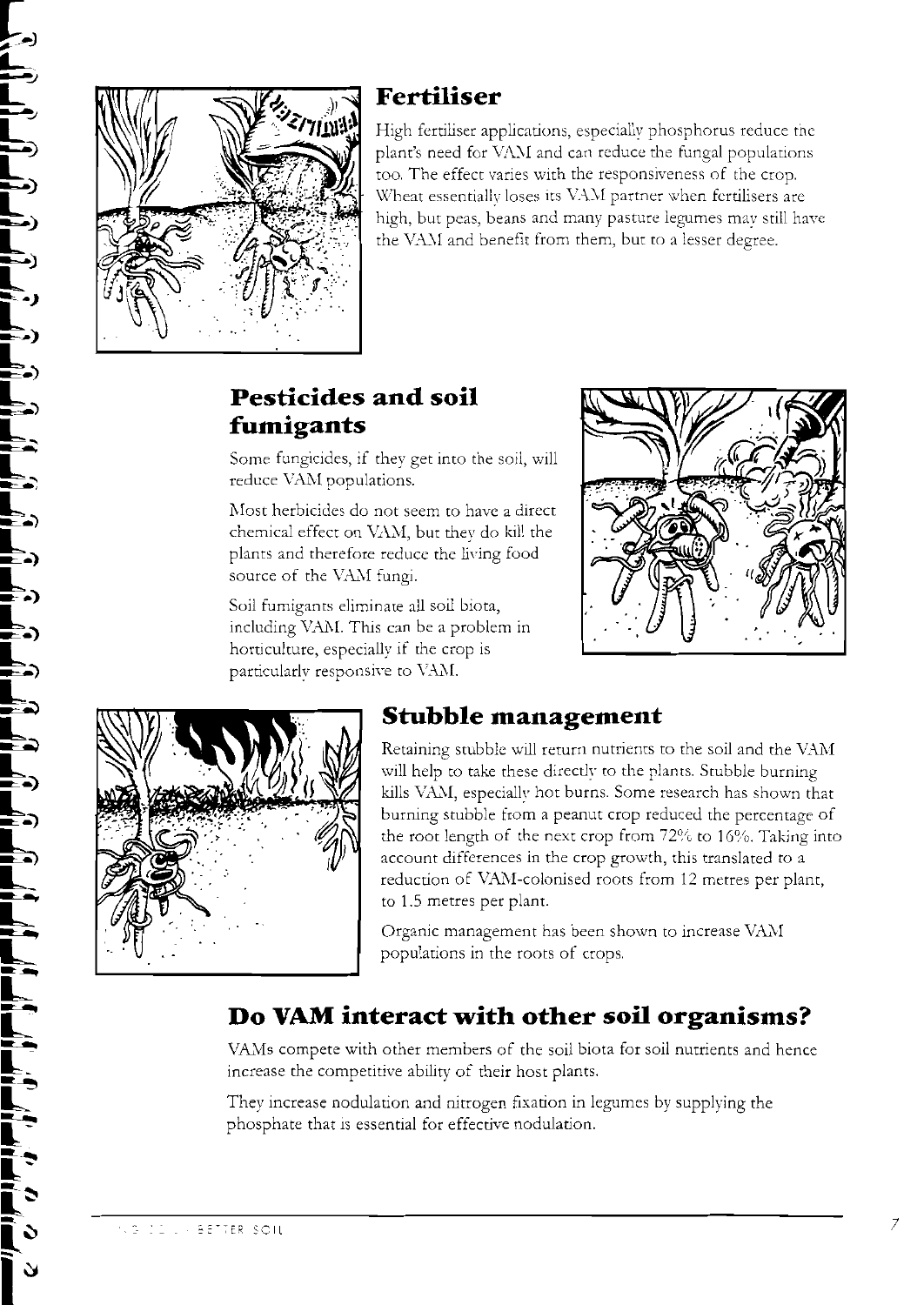## Fertiliser

High fertiliser applications, especially phosphorus reduce the plant's need for VAM and can reduce the fungal populations too. The effect varies with the responsiveness of the crop. Wheat essentially loses its VAM partner when fertilisers are high, but peas, beans and many pasture legumes may still have the VAM and benefit from them, but to a lesser degree.

## Pesticides and soil fumigants

Some fungicides, if they get into the soil, will reduce VAM populations.

Most herbicides do not seem to have a direct chemical effect on VAM, but they do kill the plants and therefore reduce the living food source of the VAM fungi.

Soil fumigants eliminate all soil biota, including VAM. This can be a problem in horticulture, especially if the crop is particularly responsive to VAM.

## Stubble management

Retaining stubble will return nutrients to the soil and the VAM will help to take these directly to the plants. Stubble burning kills VAM, especially hot burns. Some research has shown that burning stubble from a peanut crop reduced the percentage of the root length of the next crop from 72% to 16%. Taking into account differences in the crop growth, this translated to a reduction of VAM-colonised roots from 12 metres per plant, to 1.5 metres per plant.

Organic management has been shown to increase VAM populations in the roots of crops.

## Do VAM interact with other soil organisms?

VAMs compete with other members of the soil biota for soil nutrients and hence increase the competitive ability of their host plants.

They increase nodulation and nitrogen fixation in legumes by supplying the phosphate that is essential for effective nodulation.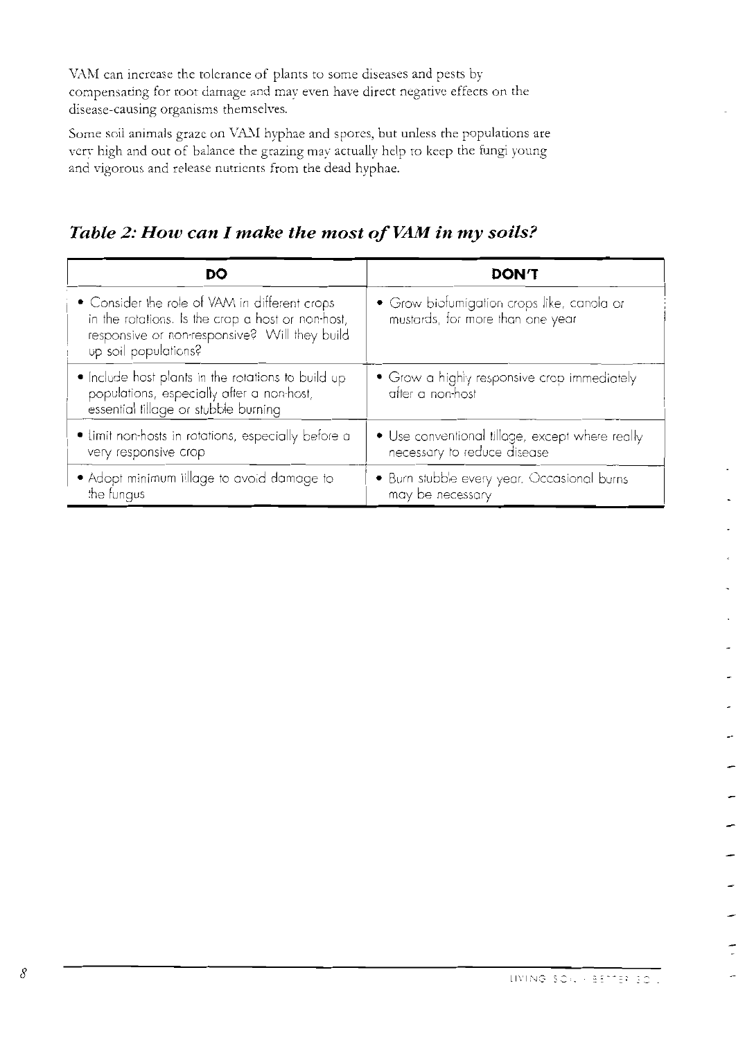VAM can increase the tolerance of plants to some diseases and pests by compensating for root damage and may even have direct negative effects on the disease-causing organisms themselves.

Some soil animals graze on VAM hyphae and spores, but unless the populations are very high and out of balance the grazing may actually help to keep the fungi young and vigorous and release nutrients from the dead hyphae.

## *Table 2: How can I make the most of VAM in my soils?*

| DO | DON'T |
|---|---|
| • Consider the role of VAM in different crops in the rotations. Is the crop a host or non-host, responsive or non-responsive? Will they build up soil populations? | • Grow biofumigation crops like, canola or mustards, for more than one year |
| • Include host plants in the rotations to build up populations, especially after a non-host, essential tillage or stubble burning | • Grow a highly responsive crop immediately after a non-host |
| • Limit non-hosts in rotations, especially before a very responsive crop | • Use conventional tillage, except where really necessary to reduce disease |
| • Adopt minimum tillage to avoid damage to the fungus | • Burn stubble every year. Occasional burns may be necessary |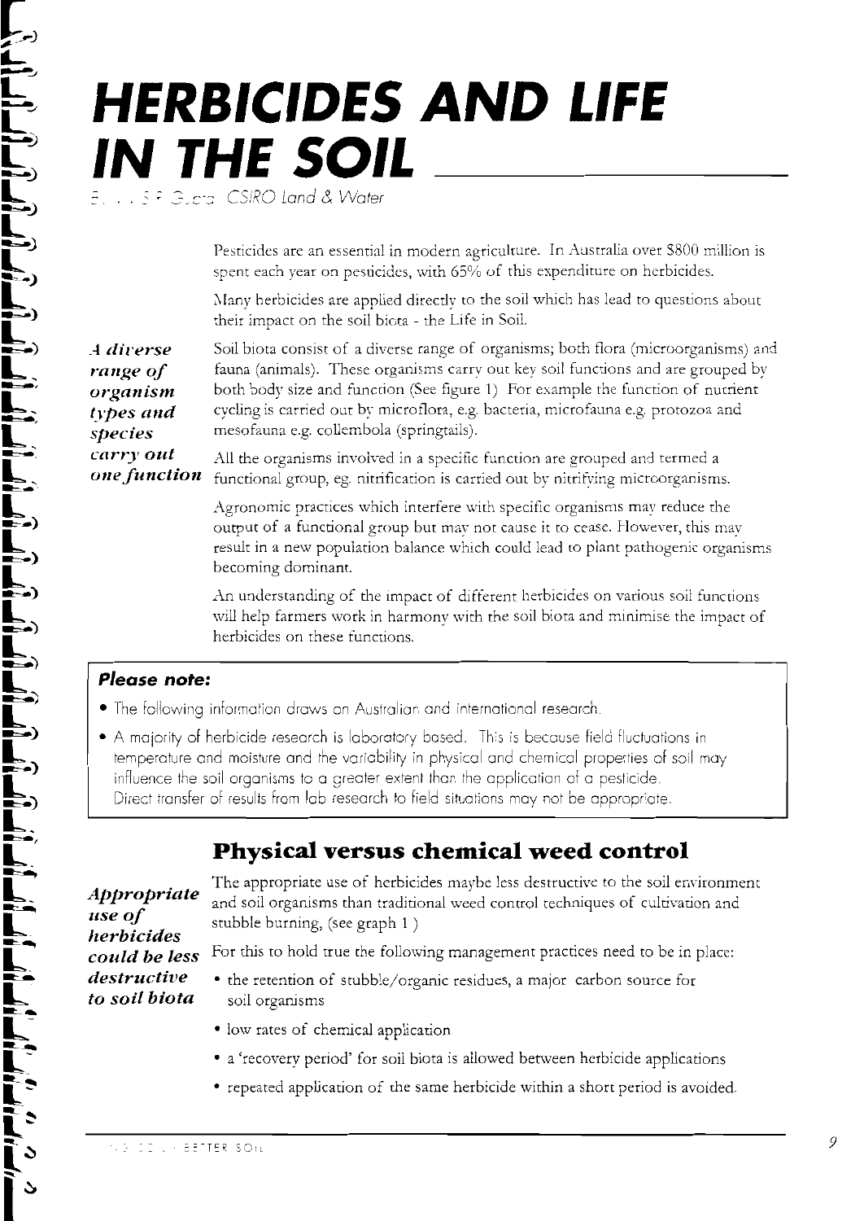# HERBICIDES AND LIFE IN THE SOIL

B. . . S P Gupta CSIRO Land & Water

Pesticides are an essential in modern agriculture. In Australia over $800 million is spent each year on pesticides, with 65% of this expenditure on herbicides.

Many herbicides are applied directly to the soil which has lead to questions about their impact on the soil biota - the Life in Soil.

***A diverse range of organism types and species carry out one function***

Soil biota consist of a diverse range of organisms; both flora (microorganisms) and fauna (animals). These organisms carry out key soil functions and are grouped by both body size and function (See figure 1) For example the function of nutrient cycling is carried out by microflora, e.g. bacteria, microfauna e.g. protozoa and mesofauna e.g. collembola (springtails).

All the organisms involved in a specific function are grouped and termed a functional group, eg. nitrification is carried out by nitrifying microorganisms.

Agronomic practices which interfere with specific organisms may reduce the output of a functional group but may not cause it to cease. However, this may result in a new population balance which could lead to plant pathogenic organisms becoming dominant.

An understanding of the impact of different herbicides on various soil functions will help farmers work in harmony with the soil biota and minimise the impact of herbicides on these functions.

> ***Please note:***
>
> - The following information draws on Australian and international research.
> - A majority of herbicide research is laboratory based. This is because field fluctuations in temperature and moisture and the variability in physical and chemical properties of soil may influence the soil organisms to a greater extent than the application of a pesticide. Direct transfer of results from lab research to field situations may not be appropriate.

## Physical versus chemical weed control

***Appropriate use of herbicides could be less destructive to soil biota***

The appropriate use of herbicides maybe less destructive to the soil environment and soil organisms than traditional weed control techniques of cultivation and stubble burning, (see graph 1 )

For this to hold true the following management practices need to be in place:

- the retention of stubble/organic residues, a major carbon source for soil organisms
- low rates of chemical application
- a 'recovery period' for soil biota is allowed between herbicide applications
- repeated application of the same herbicide within a short period is avoided.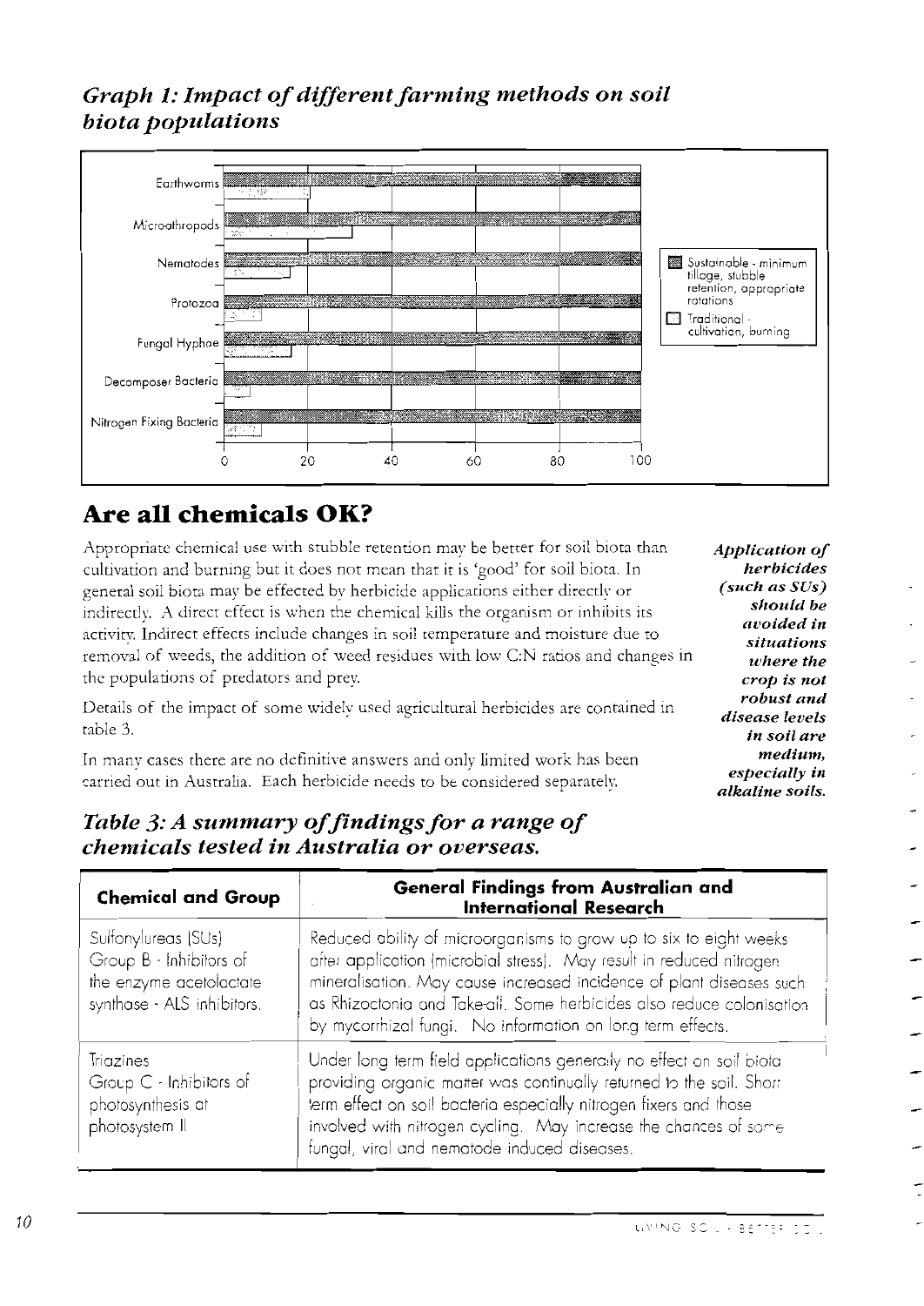## *Graph 1: Impact of different farming methods on soil biota populations*

| Soil biota | Sustainable - minimum tillage, stubble retention, appropriate rotations | Traditional - cultivation, burning |
|---|---|---|
| Earthworms | 100 | 20 |
| Microathropods | 100 | 30 |
| Nematodes | 100 | 16 |
| Protozoa | 100 | 9 |
| Fungal Hyphae | 100 | 16 |
| Decomposer Bacteria | 100 | 6 |
| Nitrogen Fixing Bacteria | 100 | 9 |

# Are all chemicals OK?

Appropriate chemical use with stubble retention may be better for soil biota than cultivation and burning but it does not mean that it is 'good' for soil biota. In general soil biota may be effected by herbicide applications either directly or indirectly. A direct effect is when the chemical kills the organism or inhibits its activity. Indirect effects include changes in soil temperature and moisture due to removal of weeds, the addition of weed residues with low C:N ratios and changes in the populations of predators and prey.

Details of the impact of some widely used agricultural herbicides are contained in table 3.

In many cases there are no definitive answers and only limited work has been carried out in Australia. Each herbicide needs to be considered separately.

***Application of herbicides (such as SUs) should be avoided in situations where the crop is not robust and disease levels in soil are medium, especially in alkaline soils.***

## *Table 3: A summary of findings for a range of chemicals tested in Australia or overseas.*

| Chemical and Group | General Findings from Australian and International Research |
|---|---|
| Sulfonylureas (SUs) Group B - Inhibitors of the enzyme acetolactate synthase - ALS inhibitors. | Reduced ability of microorganisms to grow up to six to eight weeks after application (microbial stress). May result in reduced nitrogen mineralisation. May cause increased incidence of plant diseases such as Rhizoctonia and Take-all. Some herbicides also reduce colonisation by mycorrhizal fungi. No information on long term effects. |
| Triazines Group C - Inhibitors of photosynthesis at photosystem II | Under long term field applications generally no effect on soil biota providing organic matter was continually returned to the soil. Short term effect on soil bacteria especially nitrogen fixers and those involved with nitrogen cycling. May increase the chances of some fungal, viral and nematode induced diseases. |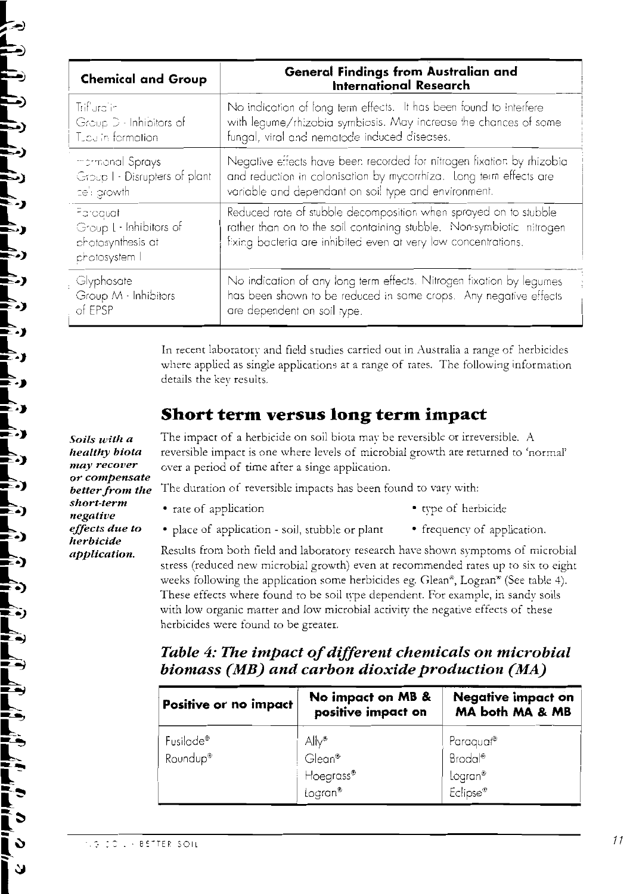| Chemical and Group | General Findings from Australian and International Research |
|---|---|
| Trifluralin<br>Group D - Inhibitors of Tubulin formation | No indication of long term effects. It has been found to interfere with legume/rhizobia symbiosis. May increase the chances of some fungal, viral and nematode induced diseases. |
| Hormonal Sprays<br>Group I - Disrupters of plant cell growth | Negative effects have been recorded for nitrogen fixation by rhizobia and reduction in colonisation by mycorrhiza. Long term effects are variable and dependant on soil type and environment. |
| Paraquat<br>Group L - Inhibitors of photosynthesis at photosystem I | Reduced rate of stubble decomposition when sprayed on to stubble rather than on to the soil containing stubble. Non-symbiotic nitrogen fixing bacteria are inhibited even at very low concentrations. |
| Glyphosate<br>Group M - Inhibitors of EPSP | No indication of any long term effects. Nitrogen fixation by legumes has been shown to be reduced in some crops. Any negative effects are dependent on soil type. |

In recent laboratory and field studies carried out in Australia a range of herbicides where applied as single applications at a range of rates. The following information details the key results.

## Short term versus long term impact

***Soils with a healthy biota may recover or compensate better from the short-term negative effects due to herbicide application.***

The impact of a herbicide on soil biota may be reversible or irreversible. A reversible impact is one where levels of microbial growth are returned to 'normal' over a period of time after a singe application.

The duration of reversible impacts has been found to vary with:

- rate of application
- type of herbicide
- place of application - soil, stubble or plant
- frequency of application.

Results from both field and laboratory research have shown symptoms of microbial stress (reduced new microbial growth) even at recommended rates up to six to eight weeks following the application some herbicides eg. Glean®, Logran® (See table 4). These effects where found to be soil type dependent. For example, in sandy soils with low organic matter and low microbial activity the negative effects of these herbicides were found to be greater.

### *Table 4: The impact of different chemicals on microbial biomass (MB) and carbon dioxide production (MA)*

| Positive or no impact | No impact on MB & positive impact on | Negative impact on MA both MA & MB |
|---|---|---|
| Fusilade®<br>Roundup® | Ally®<br>Glean®<br>Hoegrass®<br>Logran® | Paraquat®<br>Brodal®<br>Logran®<br>Eclipse® |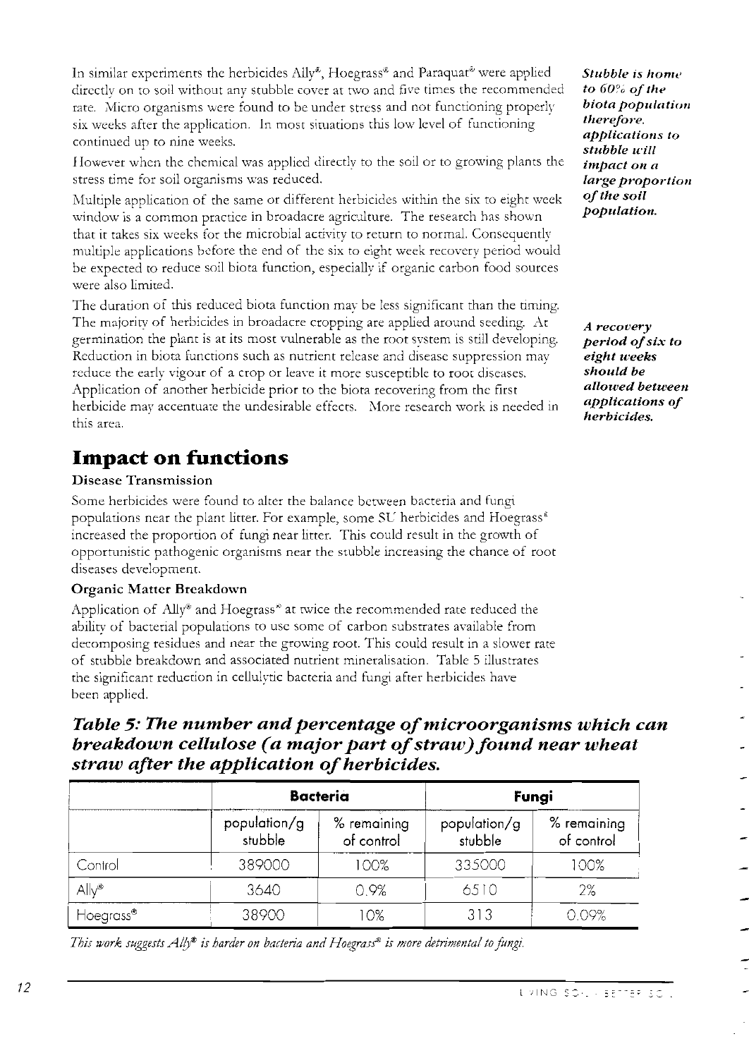In similar experiments the herbicides Ally®, Hoegrass® and Paraquat® were applied directly on to soil without any stubble cover at two and five times the recommended rate. Micro organisms were found to be under stress and not functioning properly six weeks after the application. In most situations this low level of functioning continued up to nine weeks.

However when the chemical was applied directly to the soil or to growing plants the stress time for soil organisms was reduced.

Multiple application of the same or different herbicides within the six to eight week window is a common practice in broadacre agriculture. The research has shown that it takes six weeks for the microbial activity to return to normal. Consequently multiple applications before the end of the six to eight week recovery period would be expected to reduce soil biota function, especially if organic carbon food sources were also limited.

***Stubble is home to 60% of the biota population therefore, applications to stubble will impact on a large proportion of the soil population.***

The duration of this reduced biota function may be less significant than the timing. The majority of herbicides in broadacre cropping are applied around seeding. At germination the plant is at its most vulnerable as the root system is still developing. Reduction in biota functions such as nutrient release and disease suppression may reduce the early vigour of a crop or leave it more susceptible to root diseases. Application of another herbicide prior to the biota recovering from the first herbicide may accentuate the undesirable effects. More research work is needed in this area.

***A recovery period of six to eight weeks should be allowed between applications of herbicides.***

## Impact on functions

### Disease Transmission

Some herbicides were found to alter the balance between bacteria and fungi populations near the plant litter. For example, some SU herbicides and Hoegrass® increased the proportion of fungi near litter. This could result in the growth of opportunistic pathogenic organisms near the stubble increasing the chance of root diseases development.

### Organic Matter Breakdown

Application of Ally® and Hoegrass® at twice the recommended rate reduced the ability of bacterial populations to use some of carbon substrates available from decomposing residues and near the growing root. This could result in a slower rate of stubble breakdown and associated nutrient mineralisation. Table 5 illustrates the significant reduction in cellulytic bacteria and fungi after herbicides have been applied.

### *Table 5: The number and percentage of microorganisms which can breakdown cellulose (a major part of straw) found near wheat straw after the application of herbicides.*

| | Bacteria | | Fungi | |
|---|---|---|---|---|
| | population/g stubble | % remaining of control | population/g stubble | % remaining of control |
| Control | 389000 | 100% | 335000 | 100% |
| Ally® | 3640 | 0.9% | 6510 | 2% |
| Hoegrass® | 38900 | 10% | 313 | 0.09% |

*This work suggests Ally® is harder on bacteria and Hoegrass® is more detrimental to fungi.*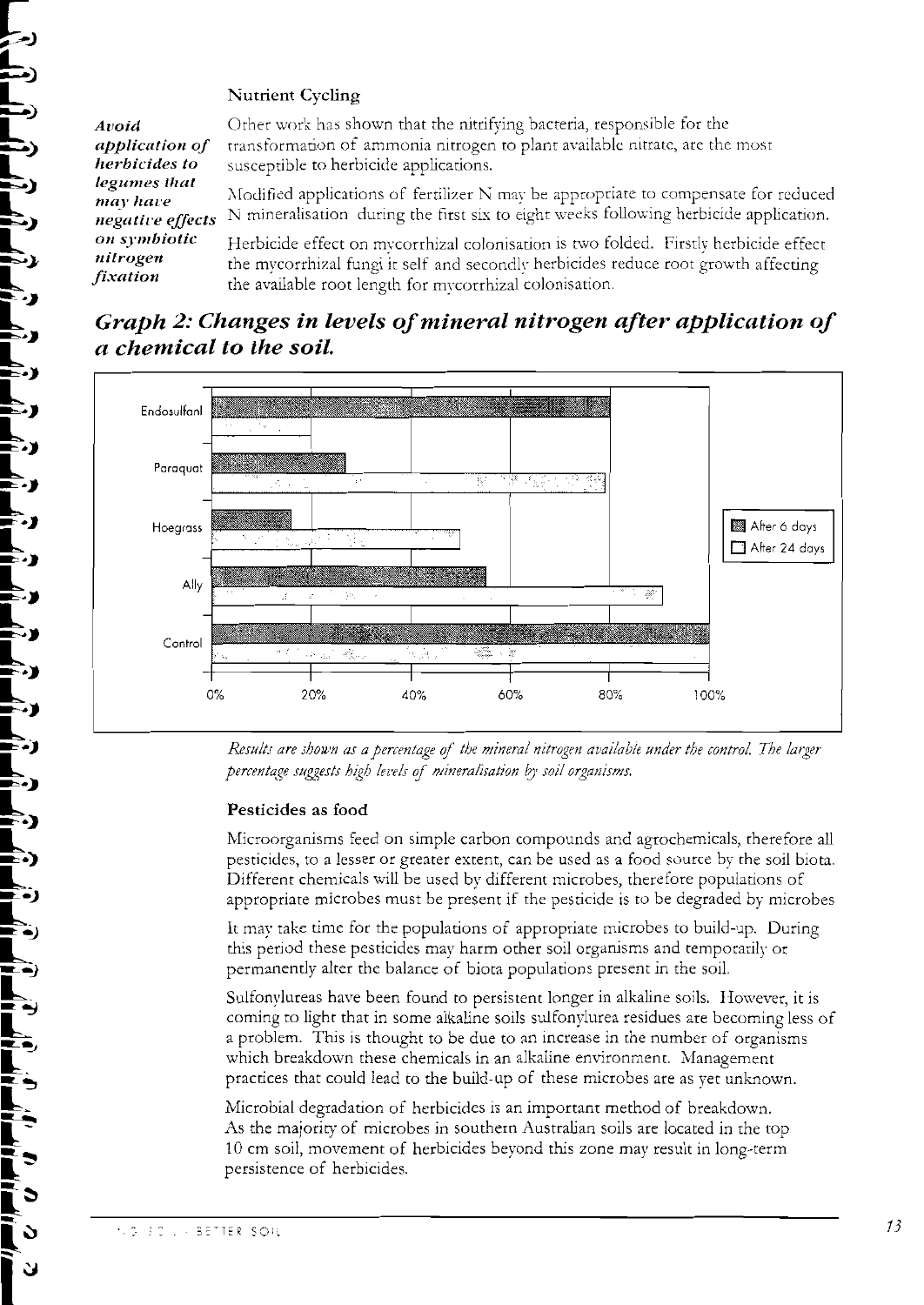**Nutrient Cycling**

***Avoid application of herbicides to legumes that may have negative effects on symbiotic nitrogen fixation***

Other work has shown that the nitrifying bacteria, responsible for the transformation of ammonia nitrogen to plant available nitrate, are the most susceptible to herbicide applications.

Modified applications of fertilizer N may be appropriate to compensate for reduced N mineralisation during the first six to eight weeks following herbicide application.

Herbicide effect on mycorrhizal colonisation is two folded. Firstly herbicide effect the mycorrhizal fungi it self and secondly herbicides reduce root growth affecting the available root length for mycorrhizal colonisation.

## *Graph 2: Changes in levels of mineral nitrogen after application of a chemical to the soil.*

| Chemical | After 6 days | After 24 days |
|---|---|---|
| Endosulfan | ~80% | ~20% |
| Paraquat | ~27% | ~79% |
| Hoegrass | ~16% | ~50% |
| Ally | ~55% | ~91% |
| Control | 100% | 100% |

*Results are shown as a percentage of the mineral nitrogen available under the control. The larger percentage suggests high levels of mineralisation by soil organisms.*

**Pesticides as food**

Microorganisms feed on simple carbon compounds and agrochemicals, therefore all pesticides, to a lesser or greater extent, can be used as a food source by the soil biota. Different chemicals will be used by different microbes, therefore populations of appropriate microbes must be present if the pesticide is to be degraded by microbes

It may take time for the populations of appropriate microbes to build-up. During this period these pesticides may harm other soil organisms and temporarily or permanently alter the balance of biota populations present in the soil.

Sulfonylureas have been found to persistent longer in alkaline soils. However, it is coming to light that in some alkaline soils sulfonylurea residues are becoming less of a problem. This is thought to be due to an increase in the number of organisms which breakdown these chemicals in an alkaline environment. Management practices that could lead to the build-up of these microbes are as yet unknown.

Microbial degradation of herbicides is an important method of breakdown. As the majority of microbes in southern Australian soils are located in the top 10 cm soil, movement of herbicides beyond this zone may result in long-term persistence of herbicides.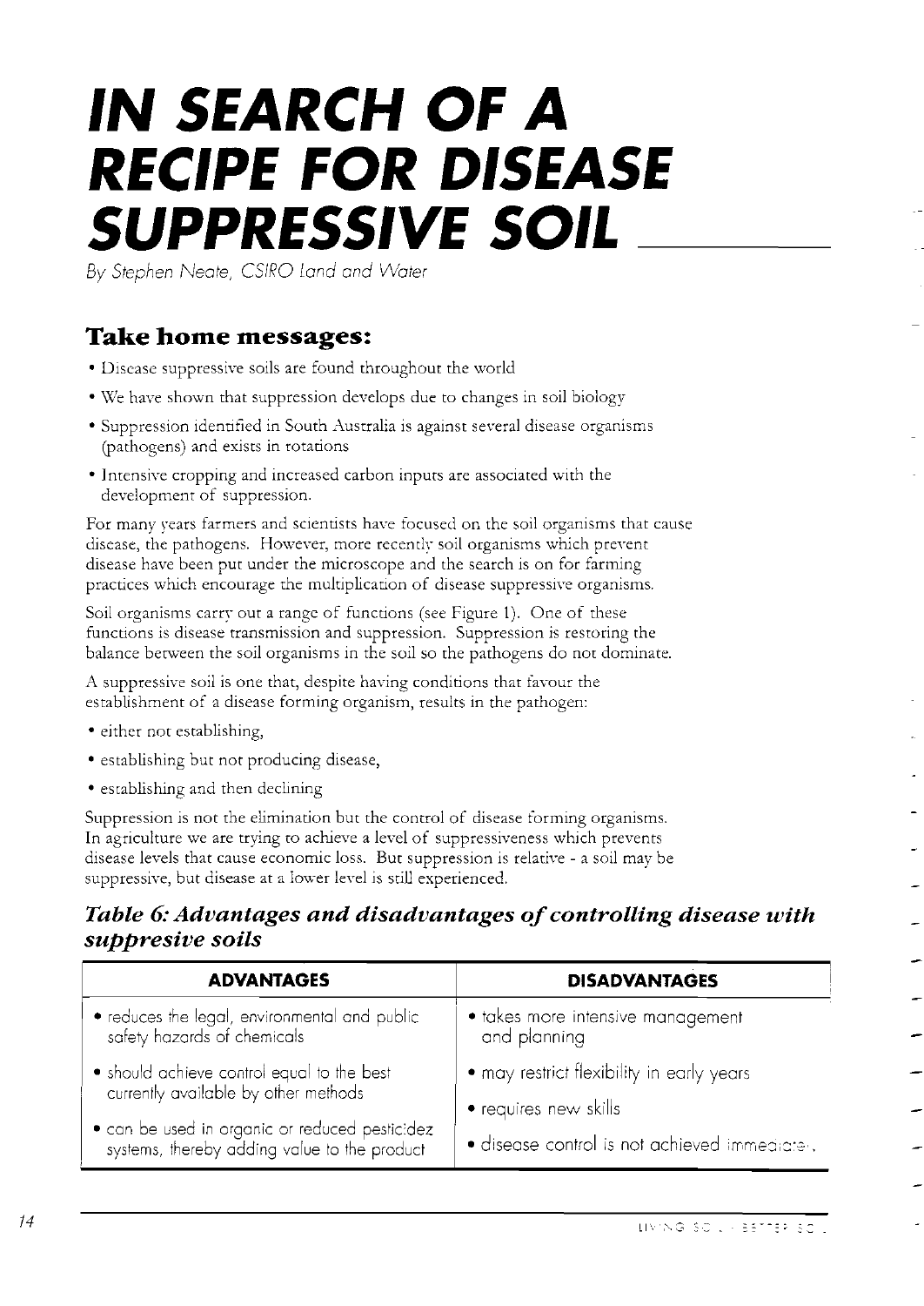# IN SEARCH OF A RECIPE FOR DISEASE SUPPRESSIVE SOIL

*By Stephen Neate, CSIRO Land and Water*

## Take home messages:

- Disease suppressive soils are found throughout the world
- We have shown that suppression develops due to changes in soil biology
- Suppression identified in South Australia is against several disease organisms (pathogens) and exists in rotations
- Intensive cropping and increased carbon inputs are associated with the development of suppression.

For many years farmers and scientists have focused on the soil organisms that cause disease, the pathogens. However, more recently soil organisms which prevent disease have been put under the microscope and the search is on for farming practices which encourage the multiplication of disease suppressive organisms.

Soil organisms carry out a range of functions (see Figure 1). One of these functions is disease transmission and suppression. Suppression is restoring the balance between the soil organisms in the soil so the pathogens do not dominate.

A suppressive soil is one that, despite having conditions that favour the establishment of a disease forming organism, results in the pathogen:

- either not establishing,
- establishing but not producing disease,
- establishing and then declining

Suppression is not the elimination but the control of disease forming organisms. In agriculture we are trying to achieve a level of suppressiveness which prevents disease levels that cause economic loss. But suppression is relative - a soil may be suppressive, but disease at a lower level is still experienced.

### *Table 6: Advantages and disadvantages of controlling disease with suppresive soils*

| ADVANTAGES | DISADVANTAGES |
| --- | --- |
| • reduces the legal, environmental and public safety hazards of chemicals | • takes more intensive management and planning |
| • should achieve control equal to the best currently available by other methods | • may restrict flexibility in early years<br>• requires new skills |
| • can be used in organic or reduced pesticidez systems, thereby adding value to the product | • disease control is not achieved immediately. |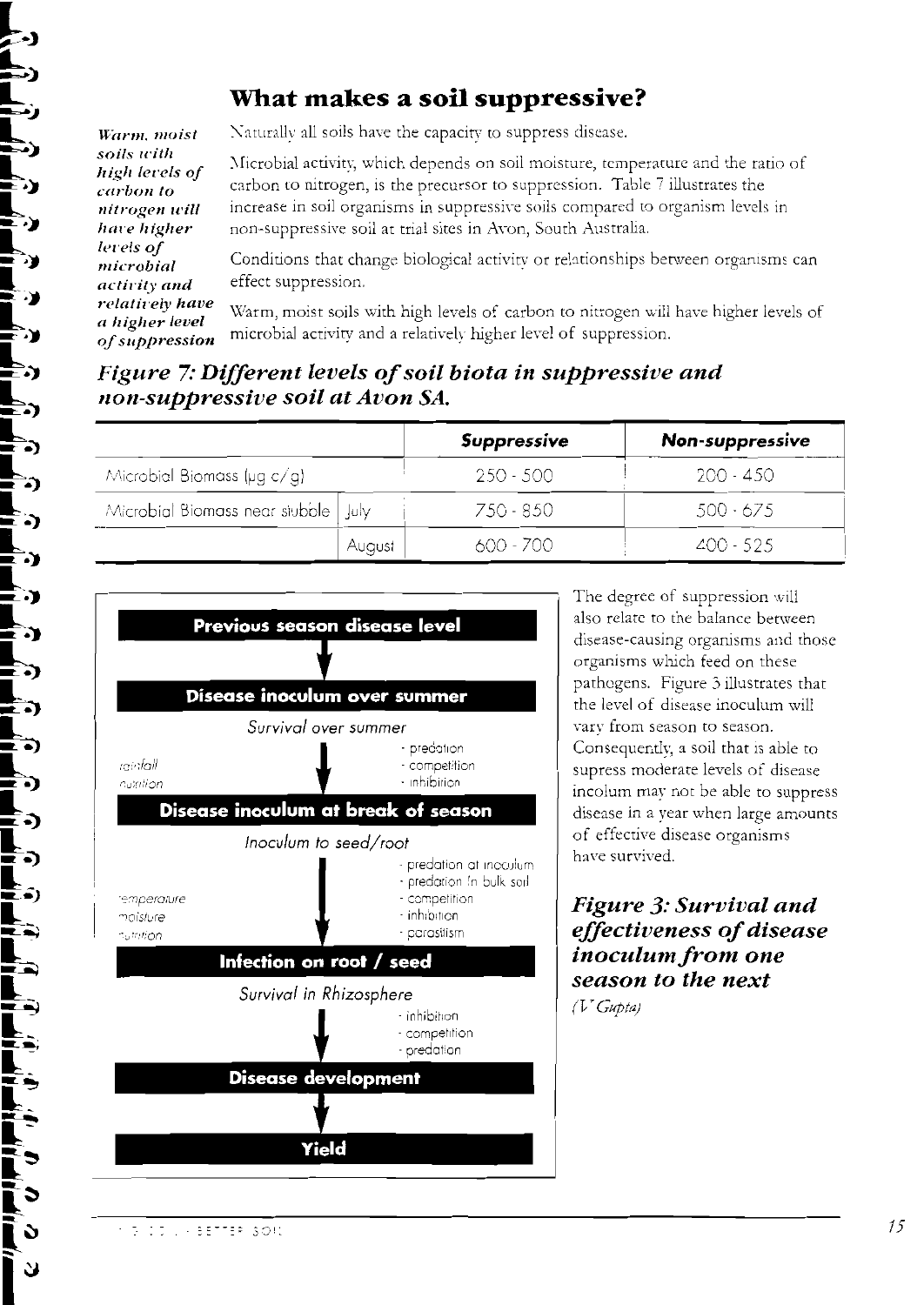## What makes a soil suppressive?

***Warm, moist soils with high levels of carbon to nitrogen will have higher levels of microbial activity and relatively have a higher level of suppression***

Naturally all soils have the capacity to suppress disease.

Microbial activity, which depends on soil moisture, temperature and the ratio of carbon to nitrogen, is the precursor to suppression. Table 7 illustrates the increase in soil organisms in suppressive soils compared to organism levels in non-suppressive soil at trial sites in Avon, South Australia.

Conditions that change biological activity or relationships between organisms can effect suppression.

Warm, moist soils with high levels of carbon to nitrogen will have higher levels of microbial activity and a relatively higher level of suppression.

### *Figure 7: Different levels of soil biota in suppressive and non-suppressive soil at Avon SA.*

| | | ***Suppressive*** | ***Non-suppressive*** |
|---|---|---|---|
| Microbial Biomass (µg c/g) | | 250 - 500 | 200 - 450 |
| Microbial Biomass near stubble | July | 750 - 850 | 500 - 675 |
| | August | 600 - 700 | 400 - 525 |

**Previous season disease level**

↓

**Disease inoculum over summer**

*Survival over summer*

rainfall, nutrition — predation, competition, inhibition

↓

**Disease inoculum at break of season**

*Inoculum to seed/root*

temperature, moisture, nutrition — predation of inoculum, predation in bulk soil, competition, inhibition, parasitism

↓

**Infection on root / seed**

*Survival in Rhizosphere*

inhibition, competition, predation

↓

**Disease development**

↓

**Yield**

The degree of suppression will also relate to the balance between disease-causing organisms and those organisms which feed on these pathogens. Figure 3 illustrates that the level of disease inoculum will vary from season to season. Consequently, a soil that is able to supress moderate levels of disease incolum may not be able to suppress disease in a year when large amounts of effective disease organisms have survived.

### *Figure 3: Survival and effectiveness of disease inoculum from one season to the next*

*(V Gupta)*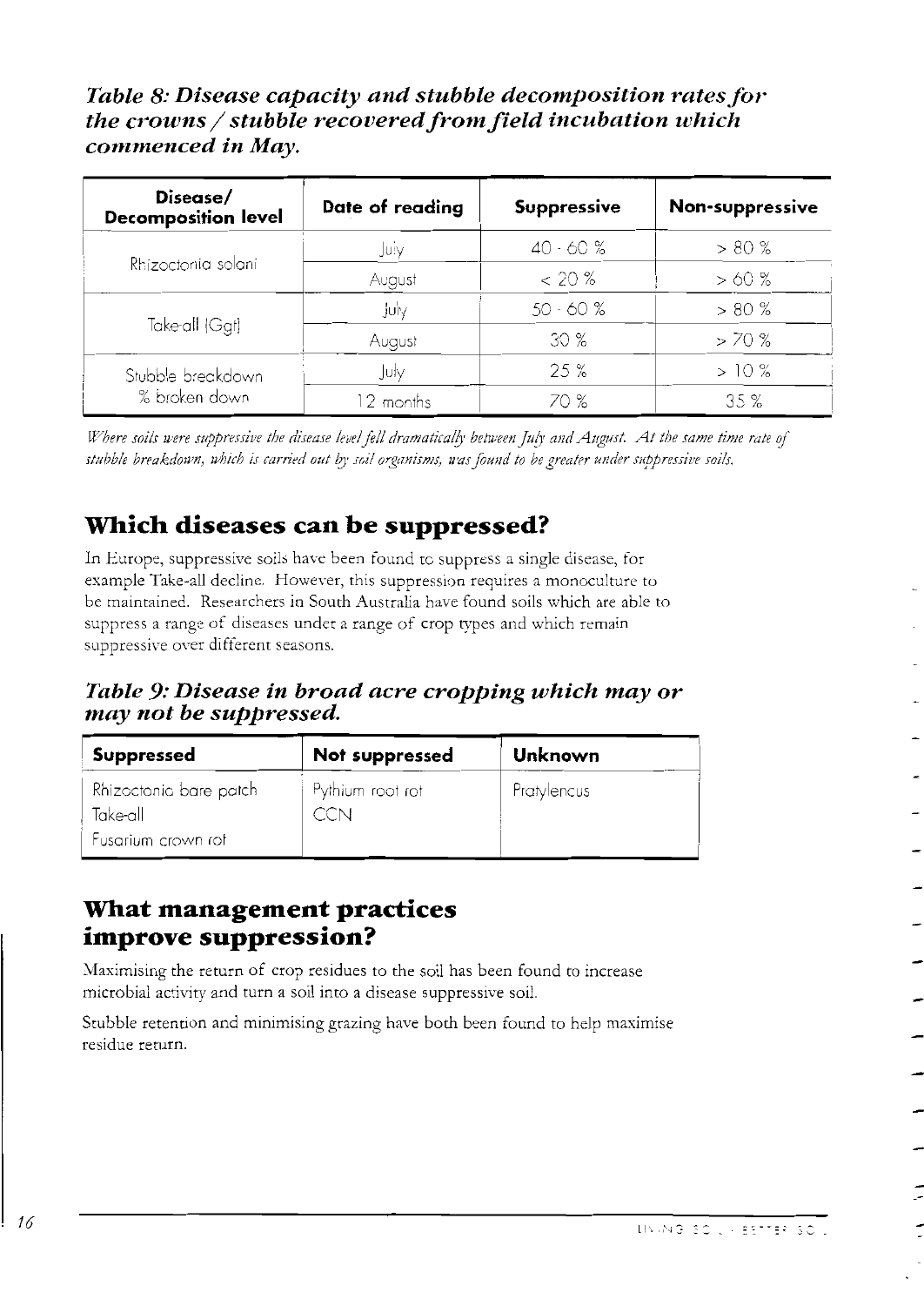### *Table 8: Disease capacity and stubble decomposition rates for the crowns / stubble recovered from field incubation which commenced in May.*

| Disease/ Decomposition level | Date of reading | Suppressive | Non-suppressive |
|---|---|---|---|
| Rhizoctonia solani | July | 40 - 60 % | > 80 % |
| | August | < 20 % | > 60 % |
| Take-all (Ggt) | July | 50 - 60 % | > 80 % |
| | August | 30 % | > 70 % |
| Stubble breakdown % broken down | July | 25 % | > 10 % |
| | 12 months | 70 % | 35 % |

*Where soils were suppressive the disease level fell dramatically between July and August. At the same time rate of stubble breakdown, which is carried out by soil organisms, was found to be greater under suppressive soils.*

## Which diseases can be suppressed?

In Europe, suppressive soils have been found to suppress a single disease, for example Take-all decline. However, this suppression requires a monoculture to be maintained. Researchers in South Australia have found soils which are able to suppress a range of diseases under a range of crop types and which remain suppressive over different seasons.

### *Table 9: Disease in broad acre cropping which may or may not be suppressed.*

| Suppressed | Not suppressed | Unknown |
|---|---|---|
| Rhizoctonia bare patch | Pythium root rot | Pratylencus |
| Take-all | CCN | |
| Fusarium crown rot | | |

## What management practices improve suppression?

Maximising the return of crop residues to the soil has been found to increase microbial activity and turn a soil into a disease suppressive soil.

Stubble retention and minimising grazing have both been found to help maximise residue return.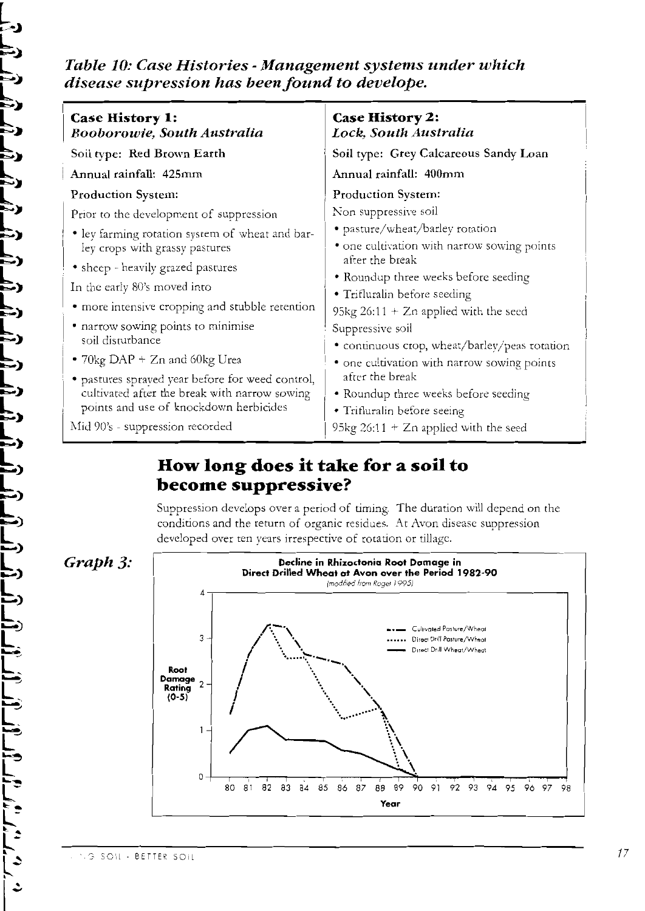### *Table 10: Case Histories - Management systems under which disease supression has been found to develope.*

| **Case History 1:** *Booborowie, South Australia* | **Case History 2:** *Lock, South Australia* |
|---|---|
| Soil type: Red Brown Earth | Soil type: Grey Calcareous Sandy Loan |
| Annual rainfall: 425mm | Annual rainfall: 400mm |
| Production System: | Production System: |
| Prior to the development of suppression<br>• ley farming rotation system of wheat and barley crops with grassy pastures<br>• sheep - heavily grazed pastures<br>In the early 80's moved into<br>• more intensive cropping and stubble retention<br>• narrow sowing points to minimise soil disturbance<br>• 70kg DAP + Zn and 60kg Urea<br>• pastures sprayed year before for weed control, cultivated after the break with narrow sowing points and use of knockdown herbicides<br>Mid 90's - suppression recorded | Non suppressive soil<br>• pasture/wheat/barley rotation<br>• one cultivation with narrow sowing points after the break<br>• Roundup three weeks before seeding<br>• Trifluralin before seeding<br>95kg 26:11 + Zn applied with the seed<br>Suppressive soil<br>• continuous crop, wheat/barley/peas rotation<br>• one cultivation with narrow sowing points after the break<br>• Roundup three weeks before seeding<br>• Trifluralin before seeing<br>95kg 26:11 + Zn applied with the seed |

## How long does it take for a soil to become suppressive?

Suppression develops over a period of timing. The duration will depend on the conditions and the return of organic residues. At Avon disease suppression developed over ten years irrespective of rotation or tillage.

*Graph 3:*

**Decline in Rhizoctonia Root Damage in Direct Drilled Wheat at Avon over the Period 1982-90**
(modified from Roget 1995)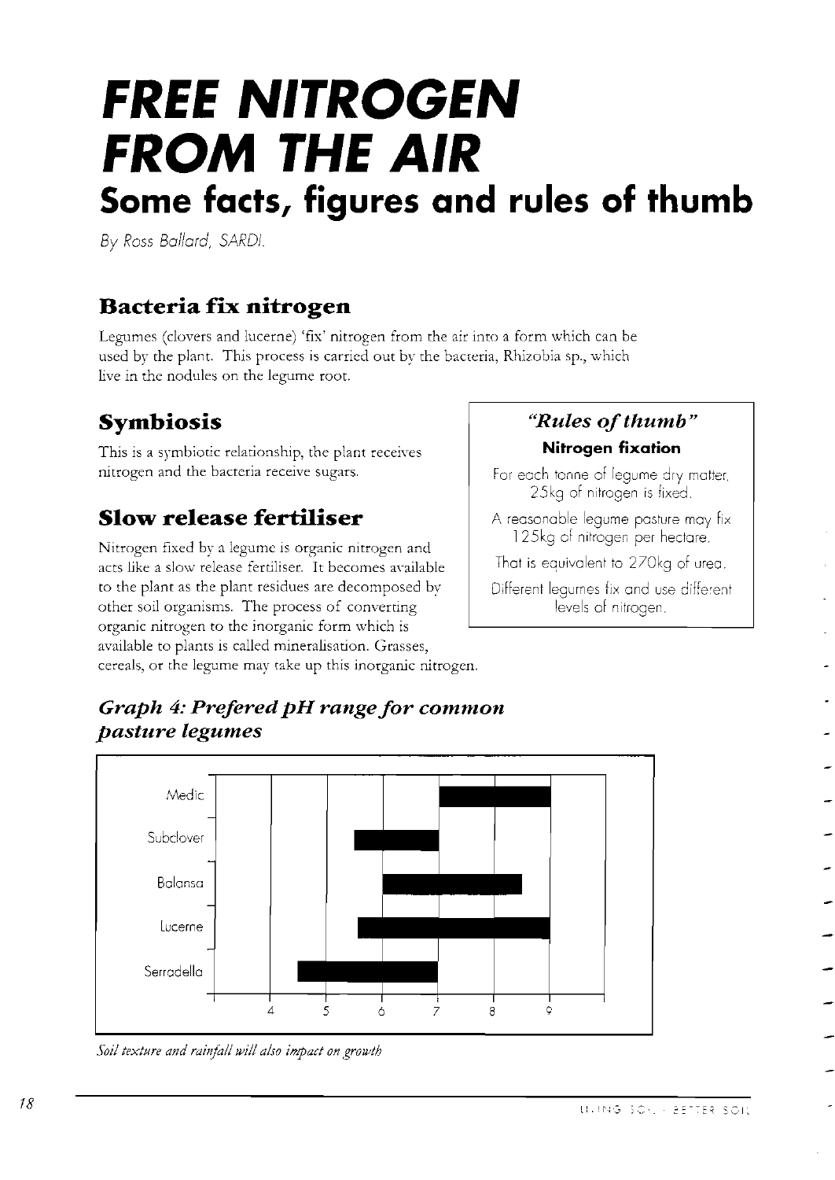# FREE NITROGEN FROM THE AIR

## Some facts, figures and rules of thumb

*By Ross Ballard, SARDI.*

### Bacteria fix nitrogen

Legumes (clovers and lucerne) 'fix' nitrogen from the air into a form which can be used by the plant. This process is carried out by the bacteria, Rhizobia sp., which live in the nodules on the legume root.

### Symbiosis

This is a symbiotic relationship, the plant receives nitrogen and the bacteria receive sugars.

### Slow release fertiliser

Nitrogen fixed by a legume is organic nitrogen and acts like a slow release fertiliser. It becomes available to the plant as the plant residues are decomposed by other soil organisms. The process of converting organic nitrogen to the inorganic form which is available to plants is called mineralisation. Grasses, cereals, or the legume may take up this inorganic nitrogen.

> ***"Rules of thumb"***
>
> **Nitrogen fixation**
>
> For each tonne of legume dry matter, 25kg of nitrogen is fixed.
>
> A reasonable legume pasture may fix 125kg of nitrogen per hectare.
>
> That is equivalent to 270kg of urea.
>
> Different legumes fix and use different levels of nitrogen.

### *Graph 4: Prefered pH range for common pasture legumes*

Medic, Subclover, Balansa, Lucerne, Serradella (pH axis: 4, 5, 6, 7, 8, 9)

*Soil texture and rainfall will also impact on growth*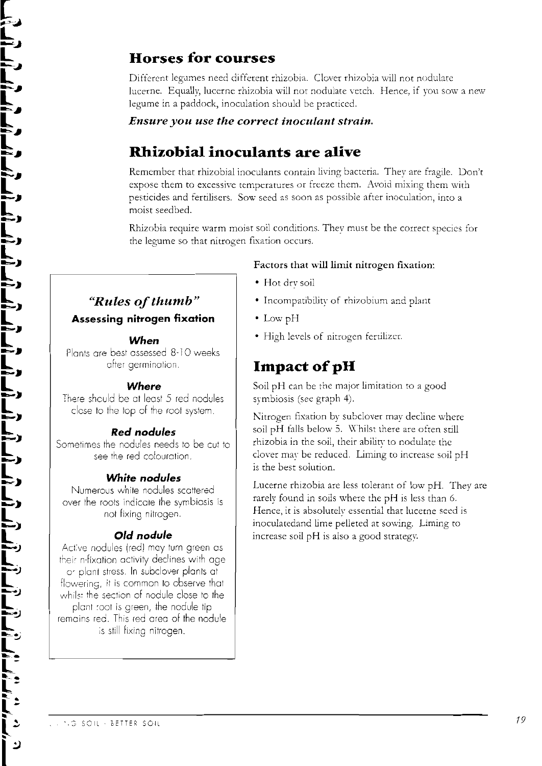## Horses for courses

Different legumes need different rhizobia. Clover rhizobia will not nodulate lucerne. Equally, lucerne rhizobia will not nodulate vetch. Hence, if you sow a new legume in a paddock, inoculation should be practiced.

***Ensure you use the correct inoculant strain.***

## Rhizobial inoculants are alive

Remember that rhizobial inoculants contain living bacteria. They are fragile. Don't expose them to excessive temperatures or freeze them. Avoid mixing them with pesticides and fertilisers. Sow seed as soon as possible after inoculation, into a moist seedbed.

Rhizobia require warm moist soil conditions. They must be the correct species for the legume so that nitrogen fixation occurs.

**Factors that will limit nitrogen fixation:**

- Hot dry soil
- Incompatibility of rhizobium and plant
- Low pH
- High levels of nitrogen fertilizer.

> ### *"Rules of thumb"*
> **Assessing nitrogen fixation**
>
> ***When***
> Plants are best assessed 8-10 weeks after germination.
>
> ***Where***
> There should be at least 5 red nodules close to the top of the root system.
>
> ***Red nodules***
> Sometimes the nodules needs to be cut to see the red colouration.
>
> ***White nodules***
> Numerous white nodules scattered over the roots indicate the symbiosis is not fixing nitrogen.
>
> ***Old nodule***
> Active nodules (red) may turn green as their n-fixation activity declines with age or plant stress. In subclover plants at flowering, it is common to observe that whilst the section of nodule close to the plant root is green, the nodule tip remains red. This red area of the nodule is still fixing nitrogen.

## Impact of pH

Soil pH can be the major limitation to a good symbiosis (see graph 4).

Nitrogen fixation by subclover may decline where soil pH falls below 5. Whilst there are often still rhizobia in the soil, their ability to nodulate the clover may be reduced. Liming to increase soil pH is the best solution.

Lucerne rhizobia are less tolerant of low pH. They are rarely found in soils where the pH is less than 6. Hence, it is absolutely essential that lucerne seed is inoculatedand lime pelleted at sowing. Liming to increase soil pH is also a good strategy.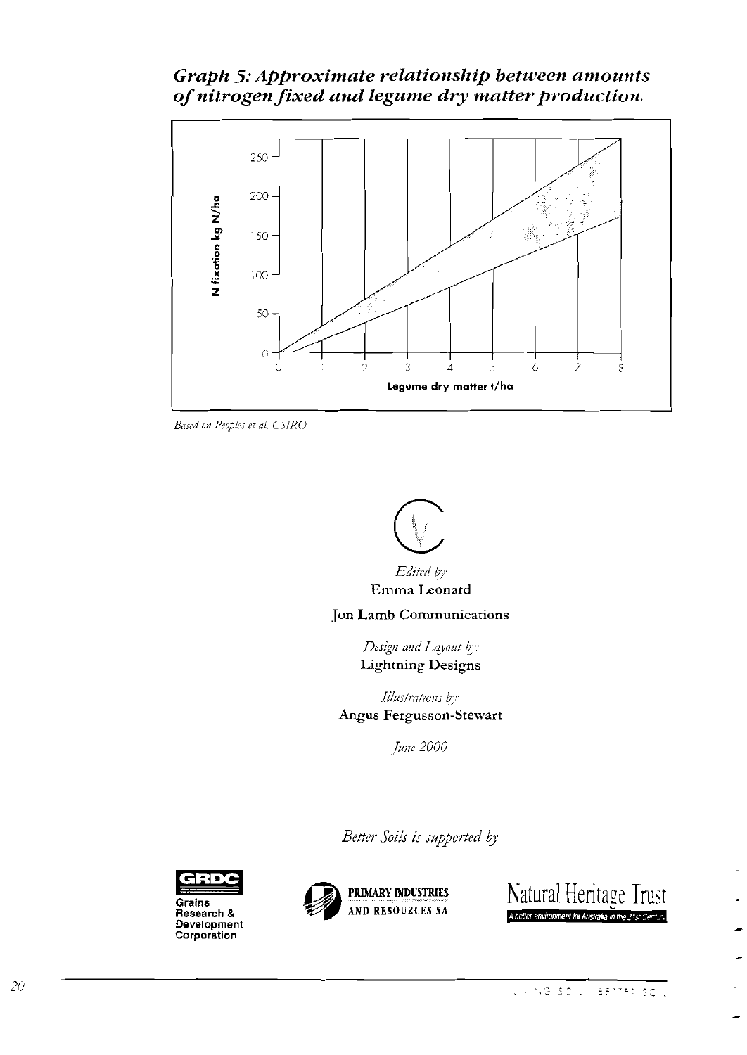### *Graph 5: Approximate relationship between amounts of nitrogen fixed and legume dry matter production.*

N fixation kg N/ha

250

200

150

100

50

0

0 1 2 3 4 5 6 7 8

Legume dry matter t/ha

*Based on Peoples et al, CSIRO*

*Edited by:*
Emma Leonard

Jon Lamb Communications

*Design and Layout by:*
Lightning Designs

*Illustrations by:*
Angus Fergusson-Stewart

*June 2000*

*Better Soils is supported by*

GRDC
Grains Research & Development Corporation

PRIMARY INDUSTRIES AND RESOURCES SA

Natural Heritage Trust
A better environment for Australia in the 21st Century